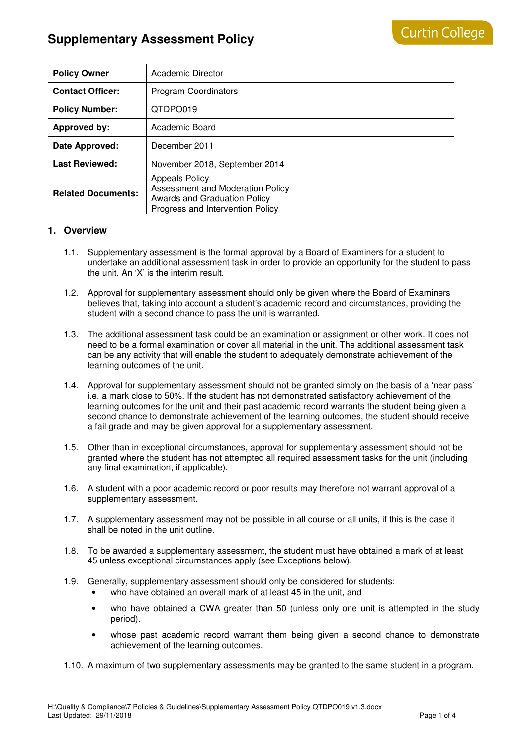# Supplementary Assessment Policy

| | |
|---|---|
| **Policy Owner** | Academic Director |
| **Contact Officer:** | Program Coordinators |
| **Policy Number:** | QTDPO019 |
| **Approved by:** | Academic Board |
| **Date Approved:** | December 2011 |
| **Last Reviewed:** | November 2018, September 2014 |
| **Related Documents:** | Appeals Policy<br>Assessment and Moderation Policy<br>Awards and Graduation Policy<br>Progress and Intervention Policy |

## 1. Overview

1.1. Supplementary assessment is the formal approval by a Board of Examiners for a student to undertake an additional assessment task in order to provide an opportunity for the student to pass the unit. An 'X' is the interim result.

1.2. Approval for supplementary assessment should only be given where the Board of Examiners believes that, taking into account a student's academic record and circumstances, providing the student with a second chance to pass the unit is warranted.

1.3. The additional assessment task could be an examination or assignment or other work. It does not need to be a formal examination or cover all material in the unit. The additional assessment task can be any activity that will enable the student to adequately demonstrate achievement of the learning outcomes of the unit.

1.4. Approval for supplementary assessment should not be granted simply on the basis of a 'near pass' i.e. a mark close to 50%. If the student has not demonstrated satisfactory achievement of the learning outcomes for the unit and their past academic record warrants the student being given a second chance to demonstrate achievement of the learning outcomes, the student should receive a fail grade and may be given approval for a supplementary assessment.

1.5. Other than in exceptional circumstances, approval for supplementary assessment should not be granted where the student has not attempted all required assessment tasks for the unit (including any final examination, if applicable).

1.6. A student with a poor academic record or poor results may therefore not warrant approval of a supplementary assessment.

1.7. A supplementary assessment may not be possible in all course or all units, if this is the case it shall be noted in the unit outline.

1.8. To be awarded a supplementary assessment, the student must have obtained a mark of at least 45 unless exceptional circumstances apply (see Exceptions below).

1.9. Generally, supplementary assessment should only be considered for students:

- who have obtained an overall mark of at least 45 in the unit, and
- who have obtained a CWA greater than 50 (unless only one unit is attempted in the study period).
- whose past academic record warrant them being given a second chance to demonstrate achievement of the learning outcomes.

1.10. A maximum of two supplementary assessments may be granted to the same student in a program.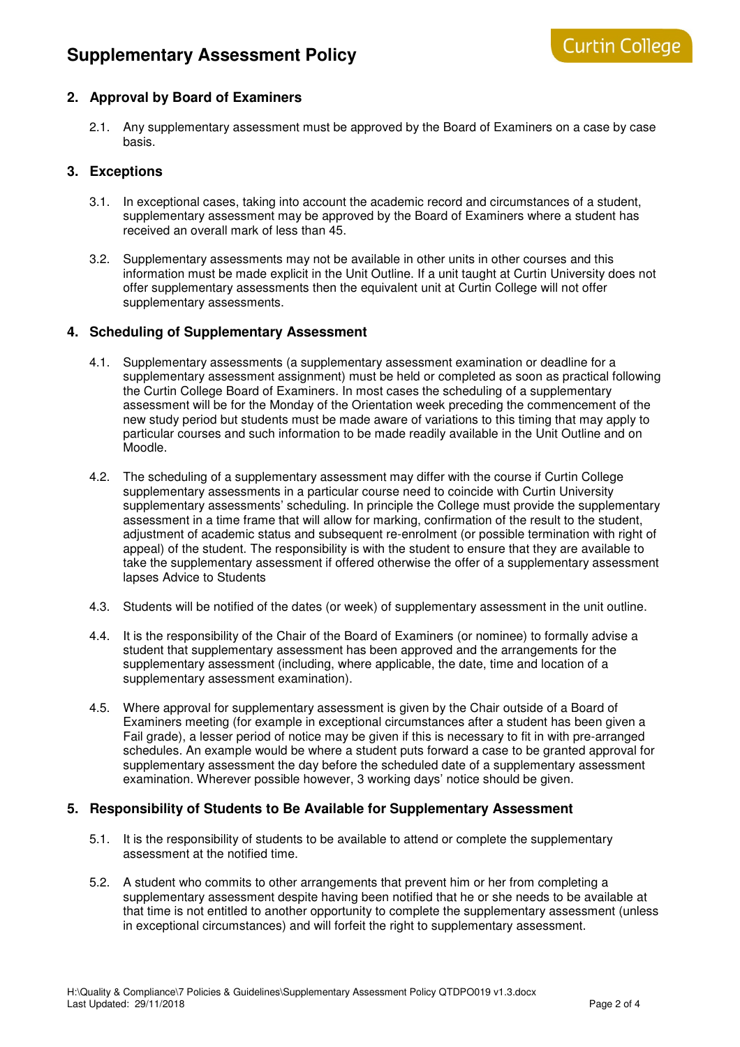## 2. Approval by Board of Examiners

2.1. Any supplementary assessment must be approved by the Board of Examiners on a case by case basis.

## 3. Exceptions

3.1. In exceptional cases, taking into account the academic record and circumstances of a student, supplementary assessment may be approved by the Board of Examiners where a student has received an overall mark of less than 45.

3.2. Supplementary assessments may not be available in other units in other courses and this information must be made explicit in the Unit Outline. If a unit taught at Curtin University does not offer supplementary assessments then the equivalent unit at Curtin College will not offer supplementary assessments.

## 4. Scheduling of Supplementary Assessment

4.1. Supplementary assessments (a supplementary assessment examination or deadline for a supplementary assessment assignment) must be held or completed as soon as practical following the Curtin College Board of Examiners. In most cases the scheduling of a supplementary assessment will be for the Monday of the Orientation week preceding the commencement of the new study period but students must be made aware of variations to this timing that may apply to particular courses and such information to be made readily available in the Unit Outline and on Moodle.

4.2. The scheduling of a supplementary assessment may differ with the course if Curtin College supplementary assessments in a particular course need to coincide with Curtin University supplementary assessments' scheduling. In principle the College must provide the supplementary assessment in a time frame that will allow for marking, confirmation of the result to the student, adjustment of academic status and subsequent re-enrolment (or possible termination with right of appeal) of the student. The responsibility is with the student to ensure that they are available to take the supplementary assessment if offered otherwise the offer of a supplementary assessment lapses Advice to Students

4.3. Students will be notified of the dates (or week) of supplementary assessment in the unit outline.

4.4. It is the responsibility of the Chair of the Board of Examiners (or nominee) to formally advise a student that supplementary assessment has been approved and the arrangements for the supplementary assessment (including, where applicable, the date, time and location of a supplementary assessment examination).

4.5. Where approval for supplementary assessment is given by the Chair outside of a Board of Examiners meeting (for example in exceptional circumstances after a student has been given a Fail grade), a lesser period of notice may be given if this is necessary to fit in with pre-arranged schedules. An example would be where a student puts forward a case to be granted approval for supplementary assessment the day before the scheduled date of a supplementary assessment examination. Wherever possible however, 3 working days' notice should be given.

## 5. Responsibility of Students to Be Available for Supplementary Assessment

5.1. It is the responsibility of students to be available to attend or complete the supplementary assessment at the notified time.

5.2. A student who commits to other arrangements that prevent him or her from completing a supplementary assessment despite having been notified that he or she needs to be available at that time is not entitled to another opportunity to complete the supplementary assessment (unless in exceptional circumstances) and will forfeit the right to supplementary assessment.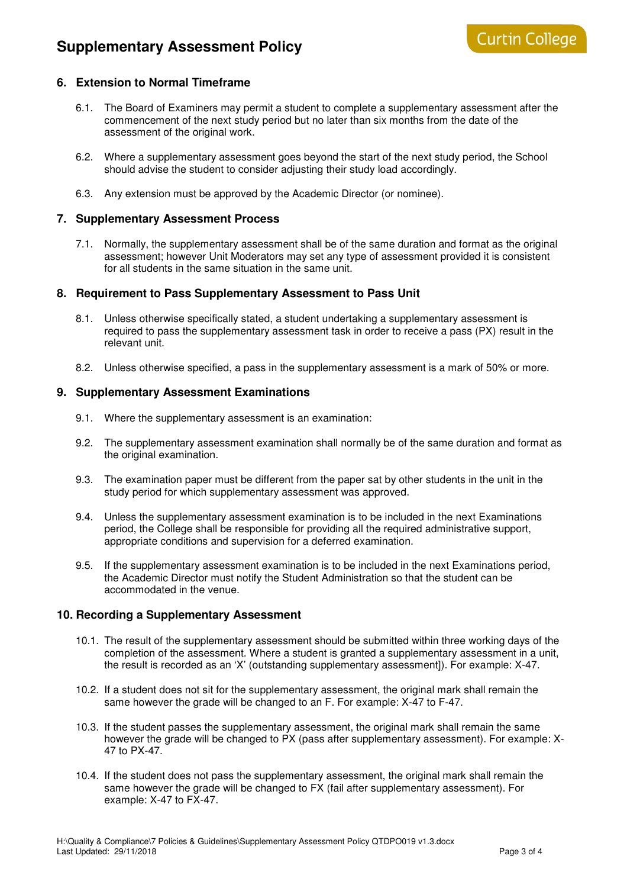## 6. Extension to Normal Timeframe

6.1. The Board of Examiners may permit a student to complete a supplementary assessment after the commencement of the next study period but no later than six months from the date of the assessment of the original work.

6.2. Where a supplementary assessment goes beyond the start of the next study period, the School should advise the student to consider adjusting their study load accordingly.

6.3. Any extension must be approved by the Academic Director (or nominee).

## 7. Supplementary Assessment Process

7.1. Normally, the supplementary assessment shall be of the same duration and format as the original assessment; however Unit Moderators may set any type of assessment provided it is consistent for all students in the same situation in the same unit.

## 8. Requirement to Pass Supplementary Assessment to Pass Unit

8.1. Unless otherwise specifically stated, a student undertaking a supplementary assessment is required to pass the supplementary assessment task in order to receive a pass (PX) result in the relevant unit.

8.2. Unless otherwise specified, a pass in the supplementary assessment is a mark of 50% or more.

## 9. Supplementary Assessment Examinations

9.1. Where the supplementary assessment is an examination:

9.2. The supplementary assessment examination shall normally be of the same duration and format as the original examination.

9.3. The examination paper must be different from the paper sat by other students in the unit in the study period for which supplementary assessment was approved.

9.4. Unless the supplementary assessment examination is to be included in the next Examinations period, the College shall be responsible for providing all the required administrative support, appropriate conditions and supervision for a deferred examination.

9.5. If the supplementary assessment examination is to be included in the next Examinations period, the Academic Director must notify the Student Administration so that the student can be accommodated in the venue.

## 10. Recording a Supplementary Assessment

10.1. The result of the supplementary assessment should be submitted within three working days of the completion of the assessment. Where a student is granted a supplementary assessment in a unit, the result is recorded as an 'X' (outstanding supplementary assessment]). For example: X-47.

10.2. If a student does not sit for the supplementary assessment, the original mark shall remain the same however the grade will be changed to an F. For example: X-47 to F-47.

10.3. If the student passes the supplementary assessment, the original mark shall remain the same however the grade will be changed to PX (pass after supplementary assessment). For example: X-47 to PX-47.

10.4. If the student does not pass the supplementary assessment, the original mark shall remain the same however the grade will be changed to FX (fail after supplementary assessment). For example: X-47 to FX-47.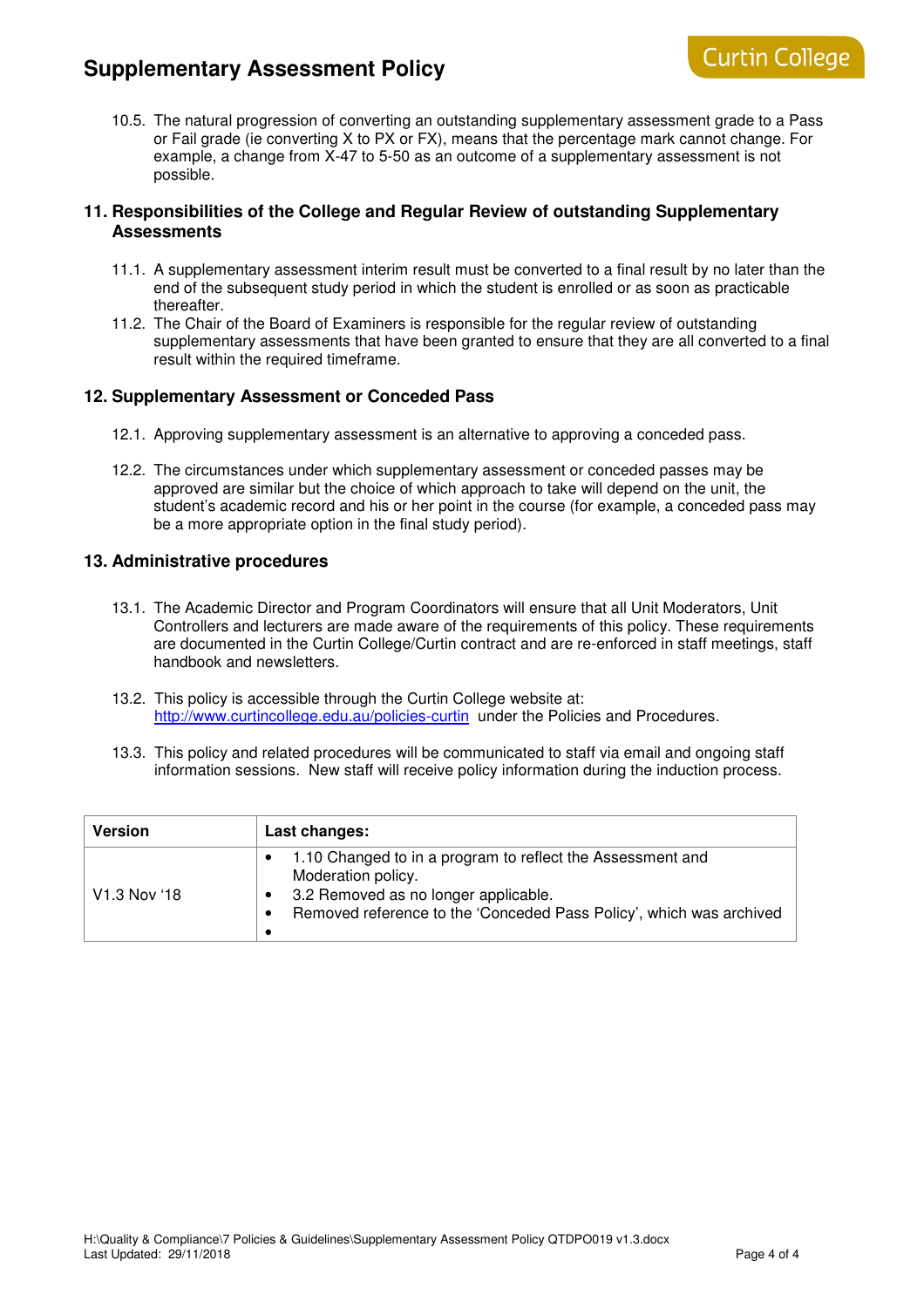10.5. The natural progression of converting an outstanding supplementary assessment grade to a Pass or Fail grade (ie converting X to PX or FX), means that the percentage mark cannot change. For example, a change from X-47 to 5-50 as an outcome of a supplementary assessment is not possible.

## 11. Responsibilities of the College and Regular Review of outstanding Supplementary Assessments

11.1. A supplementary assessment interim result must be converted to a final result by no later than the end of the subsequent study period in which the student is enrolled or as soon as practicable thereafter.

11.2. The Chair of the Board of Examiners is responsible for the regular review of outstanding supplementary assessments that have been granted to ensure that they are all converted to a final result within the required timeframe.

## 12. Supplementary Assessment or Conceded Pass

12.1. Approving supplementary assessment is an alternative to approving a conceded pass.

12.2. The circumstances under which supplementary assessment or conceded passes may be approved are similar but the choice of which approach to take will depend on the unit, the student's academic record and his or her point in the course (for example, a conceded pass may be a more appropriate option in the final study period).

## 13. Administrative procedures

13.1. The Academic Director and Program Coordinators will ensure that all Unit Moderators, Unit Controllers and lecturers are made aware of the requirements of this policy. These requirements are documented in the Curtin College/Curtin contract and are re-enforced in staff meetings, staff handbook and newsletters.

13.2. This policy is accessible through the Curtin College website at: http://www.curtincollege.edu.au/policies-curtin under the Policies and Procedures.

13.3. This policy and related procedures will be communicated to staff via email and ongoing staff information sessions. New staff will receive policy information during the induction process.

| Version | Last changes: |
|---|---|
| V1.3 Nov '18 | • 1.10 Changed to in a program to reflect the Assessment and Moderation policy.<br>• 3.2 Removed as no longer applicable.<br>• Removed reference to the 'Conceded Pass Policy', which was archived<br>• |

H:\Quality & Compliance\7 Policies & Guidelines\Supplementary Assessment Policy QTDPO019 v1.3.docx
Last Updated: 29/11/2018